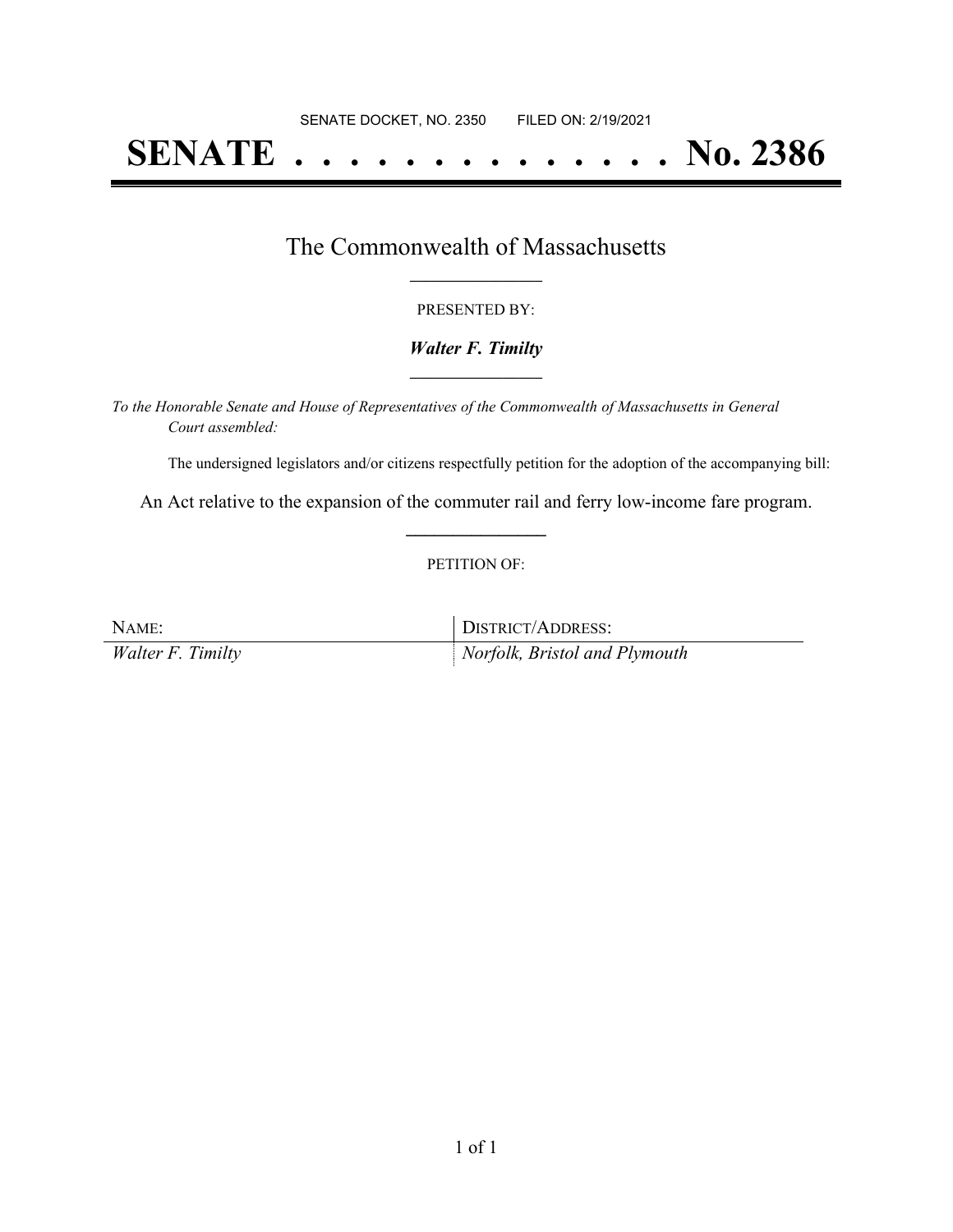SENATE DOCKET, NO. 2350        FILED ON: 2/19/2021

# SENATE . . . . . . . . . . . . . . No. 2386

## The Commonwealth of Massachusetts

PRESENTED BY:

***Walter F. Timilty***

*To the Honorable Senate and House of Representatives of the Commonwealth of Massachusetts in General Court assembled:*

The undersigned legislators and/or citizens respectfully petition for the adoption of the accompanying bill:

An Act relative to the expansion of the commuter rail and ferry low-income fare program.

PETITION OF:

| NAME: | DISTRICT/ADDRESS: |
|---|---|
| *Walter F. Timilty* | *Norfolk, Bristol and Plymouth* |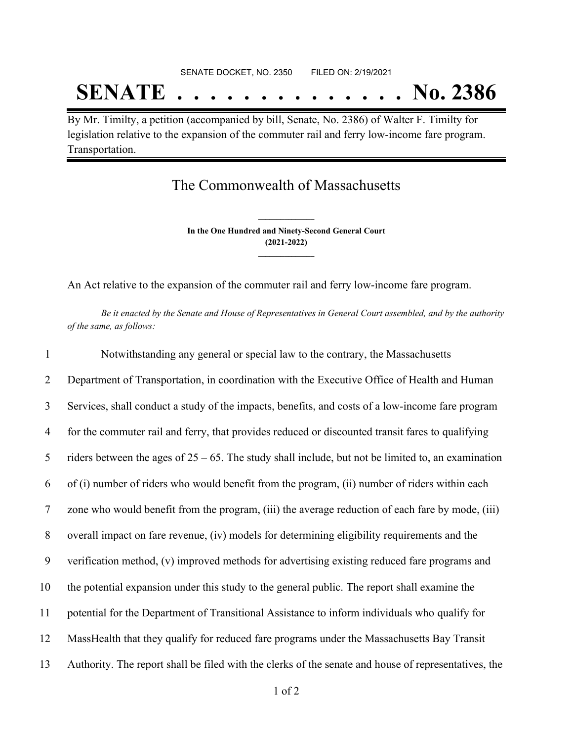SENATE DOCKET, NO. 2350        FILED ON: 2/19/2021

# SENATE . . . . . . . . . . . . . . No. 2386

By Mr. Timilty, a petition (accompanied by bill, Senate, No. 2386) of Walter F. Timilty for legislation relative to the expansion of the commuter rail and ferry low-income fare program. Transportation.

## The Commonwealth of Massachusetts

**In the One Hundred and Ninety-Second General Court**
**(2021-2022)**

An Act relative to the expansion of the commuter rail and ferry low-income fare program.

*Be it enacted by the Senate and House of Representatives in General Court assembled, and by the authority of the same, as follows:*

1 Notwithstanding any general or special law to the contrary, the Massachusetts
2 Department of Transportation, in coordination with the Executive Office of Health and Human
3 Services, shall conduct a study of the impacts, benefits, and costs of a low-income fare program
4 for the commuter rail and ferry, that provides reduced or discounted transit fares to qualifying
5 riders between the ages of 25 – 65. The study shall include, but not be limited to, an examination
6 of (i) number of riders who would benefit from the program, (ii) number of riders within each
7 zone who would benefit from the program, (iii) the average reduction of each fare by mode, (iii)
8 overall impact on fare revenue, (iv) models for determining eligibility requirements and the
9 verification method, (v) improved methods for advertising existing reduced fare programs and
10 the potential expansion under this study to the general public. The report shall examine the
11 potential for the Department of Transitional Assistance to inform individuals who qualify for
12 MassHealth that they qualify for reduced fare programs under the Massachusetts Bay Transit
13 Authority. The report shall be filed with the clerks of the senate and house of representatives, the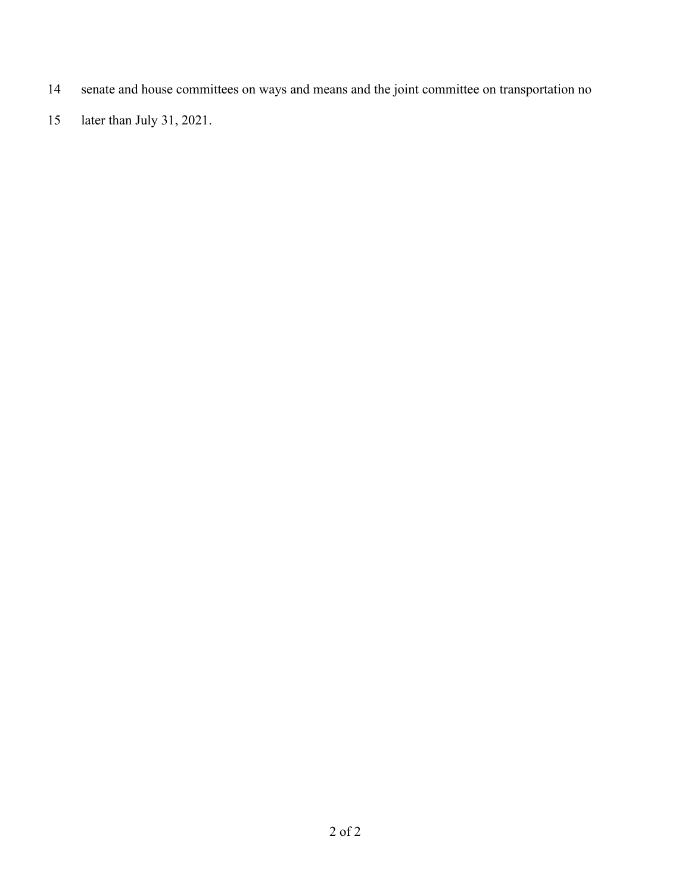senate and house committees on ways and means and the joint committee on transportation no later than July 31, 2021.